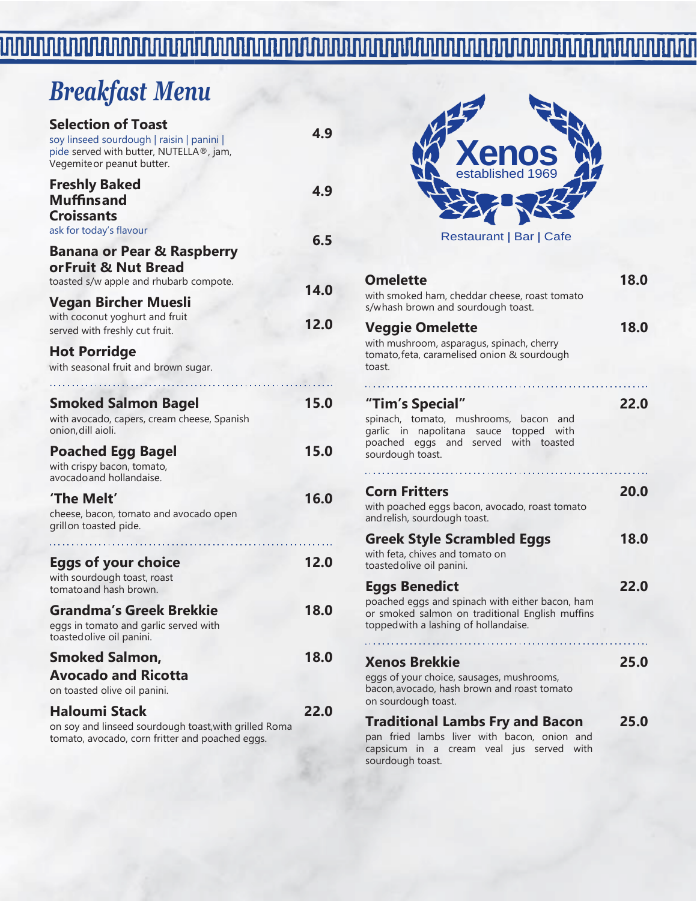# *Breakfast Menu*

**Selection of Toast** — 4.9
soy linseed sourdough | raisin | panini | pide served with butter, NUTELLA®, jam, Vegemite or peanut butter.

**Freshly Baked Muffins and Croissants** — 4.9
ask for today's flavour

**Banana or Pear & Raspberry or Fruit & Nut Bread** — 6.5
toasted s/w apple and rhubarb compote.

**Vegan Bircher Muesli** — 14.0
with coconut yoghurt and fruit

served with freshly cut fruit.

**Hot Porridge** — 12.0
with seasonal fruit and brown sugar.

---

**Smoked Salmon Bagel** — 15.0
with avocado, capers, cream cheese, Spanish onion, dill aioli.

**Poached Egg Bagel** — 15.0
with crispy bacon, tomato, avocado and hollandaise.

**'The Melt'** — 16.0
cheese, bacon, tomato and avocado open grill on toasted pide.

---

**Eggs of your choice** — 12.0
with sourdough toast, roast tomato and hash brown.

**Grandma's Greek Brekkie** — 18.0
eggs in tomato and garlic served with toasted olive oil panini.

**Smoked Salmon, Avocado and Ricotta** — 18.0
on toasted olive oil panini.

**Haloumi Stack** — 22.0
on soy and linseed sourdough toast, with grilled Roma tomato, avocado, corn fritter and poached eggs.

## Xenos
established 1969

Restaurant | Bar | Cafe

**Omelette** — 18.0
with smoked ham, cheddar cheese, roast tomato s/w hash brown and sourdough toast.

**Veggie Omelette** — 18.0
with mushroom, asparagus, spinach, cherry tomato, feta, caramelised onion & sourdough toast.

---

**"Tim's Special"** — 22.0
spinach, tomato, mushrooms, bacon and garlic in napolitana sauce topped with poached eggs and served with toasted sourdough toast.

---

**Corn Fritters** — 20.0
with poached eggs bacon, avocado, roast tomato and relish, sourdough toast.

**Greek Style Scrambled Eggs** — 18.0
with feta, chives and tomato on toasted olive oil panini.

**Eggs Benedict** — 22.0
poached eggs and spinach with either bacon, ham or smoked salmon on traditional English muffins topped with a lashing of hollandaise.

---

**Xenos Brekkie** — 25.0
eggs of your choice, sausages, mushrooms, bacon, avocado, hash brown and roast tomato on sourdough toast.

**Traditional Lambs Fry and Bacon** — 25.0
pan fried lambs liver with bacon, onion and capsicum in a cream veal jus served with sourdough toast.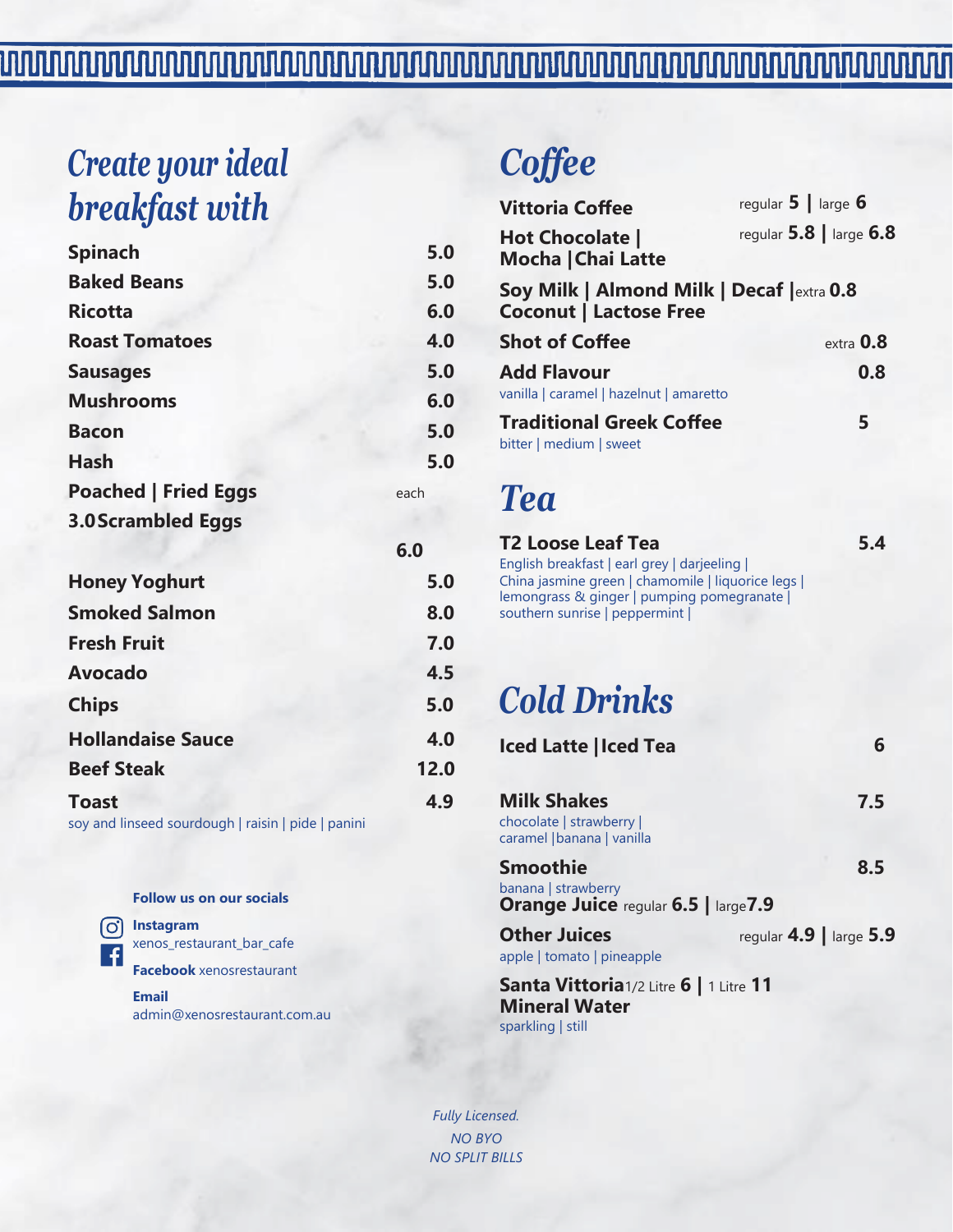## *Create your ideal breakfast with*

| | |
|---|---|
| **Spinach** | **5.0** |
| **Baked Beans** | **5.0** |
| **Ricotta** | **6.0** |
| **Roast Tomatoes** | **4.0** |
| **Sausages** | **5.0** |
| **Mushrooms** | **6.0** |
| **Bacon** | **5.0** |
| **Hash** | **5.0** |
| **Poached \| Fried Eggs** | each **3.0** |
| **Scrambled Eggs** | **6.0** |
| **Honey Yoghurt** | **5.0** |
| **Smoked Salmon** | **8.0** |
| **Fresh Fruit** | **7.0** |
| **Avocado** | **4.5** |
| **Chips** | **5.0** |
| **Hollandaise Sauce** | **4.0** |
| **Beef Steak** | **12.0** |
| **Toast** | **4.9** |

soy and linseed sourdough | raisin | pide | panini

**Follow us on our socials**

**Instagram** xenos_restaurant_bar_cafe

**Facebook** xenosrestaurant

**Email** admin@xenosrestaurant.com.au

## *Coffee*

**Vittoria Coffee** — regular **5** | large **6**

**Hot Chocolate | Mocha | Chai Latte** — regular **5.8** | large **6.8**

**Soy Milk | Almond Milk | Decaf | Coconut | Lactose Free** — extra **0.8**

**Shot of Coffee** — extra **0.8**

**Add Flavour** — **0.8**
vanilla | caramel | hazelnut | amaretto

**Traditional Greek Coffee** — **5**
bitter | medium | sweet

## *Tea*

**T2 Loose Leaf Tea** — **5.4**
English breakfast | earl grey | darjeeling | China jasmine green | chamomile | liquorice legs | lemongrass & ginger | pumping pomegranate | southern sunrise | peppermint |

## *Cold Drinks*

**Iced Latte | Iced Tea** — **6**

**Milk Shakes** — **7.5**
chocolate | strawberry | caramel | banana | vanilla

**Smoothie** — **8.5**
banana | strawberry

**Orange Juice** regular **6.5** | large **7.9**

**Other Juices** — regular **4.9** | large **5.9**
apple | tomato | pineapple

**Santa Vittoria Mineral Water** 1/2 Litre **6** | 1 Litre **11**
sparkling | still

*Fully Licensed.*
*NO BYO*
*NO SPLIT BILLS*